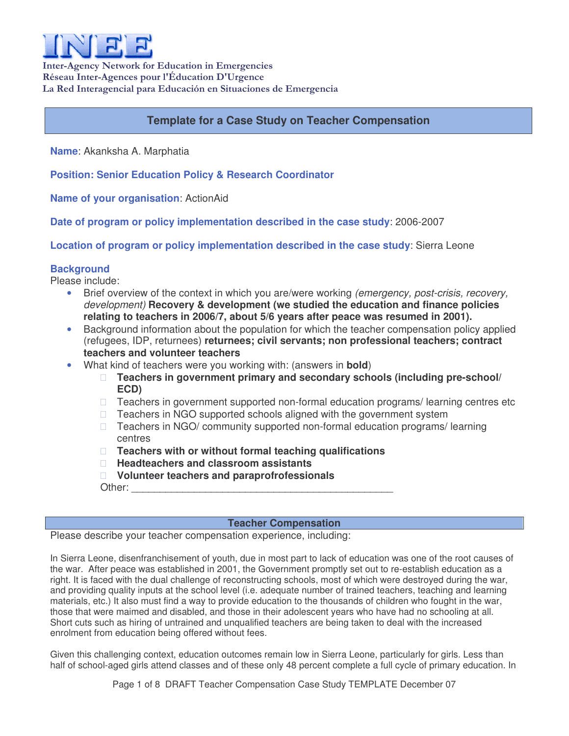# INEE

**Inter-Agency Network for Education in Emergencies**
**Réseau Inter-Agences pour l'Éducation D'Urgence**
**La Red Interagencial para Educación en Situaciones de Emergencia**

## Template for a Case Study on Teacher Compensation

**Name**: Akanksha A. Marphatia

**Position: Senior Education Policy & Research Coordinator**

**Name of your organisation**: ActionAid

**Date of program or policy implementation described in the case study**: 2006-2007

**Location of program or policy implementation described in the case study**: Sierra Leone

### Background

Please include:

- Brief overview of the context in which you are/were working *(emergency, post-crisis, recovery, development)* **Recovery & development (we studied the education and finance policies relating to teachers in 2006/7, about 5/6 years after peace was resumed in 2001).**
- Background information about the population for which the teacher compensation policy applied (refugees, IDP, returnees) **returnees; civil servants; non professional teachers; contract teachers and volunteer teachers**
- What kind of teachers were you working with: (answers in **bold**)
  - **Teachers in government primary and secondary schools (including pre-school/ ECD)**
  - Teachers in government supported non-formal education programs/ learning centres etc
  - Teachers in NGO supported schools aligned with the government system
  - Teachers in NGO/ community supported non-formal education programs/ learning centres
  - **Teachers with or without formal teaching qualifications**
  - **Headteachers and classroom assistants**
  - **Volunteer teachers and paraprofessionals**

  Other: ____________________________________________

### Teacher Compensation

Please describe your teacher compensation experience, including:

In Sierra Leone, disenfranchisement of youth, due in most part to lack of education was one of the root causes of the war. After peace was established in 2001, the Government promptly set out to re-establish education as a right. It is faced with the dual challenge of reconstructing schools, most of which were destroyed during the war, and providing quality inputs at the school level (i.e. adequate number of trained teachers, teaching and learning materials, etc.) It also must find a way to provide education to the thousands of children who fought in the war, those that were maimed and disabled, and those in their adolescent years who have had no schooling at all. Short cuts such as hiring of untrained and unqualified teachers are being taken to deal with the increased enrolment from education being offered without fees.

Given this challenging context, education outcomes remain low in Sierra Leone, particularly for girls. Less than half of school-aged girls attend classes and of these only 48 percent complete a full cycle of primary education. In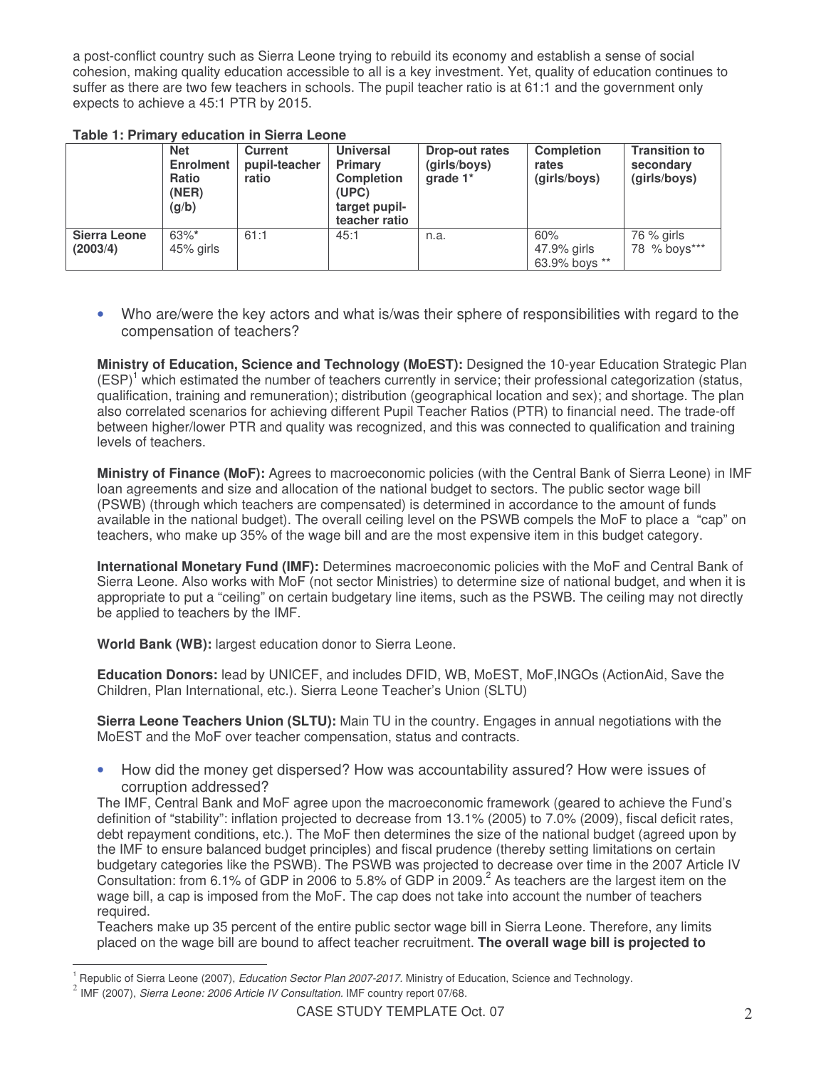a post-conflict country such as Sierra Leone trying to rebuild its economy and establish a sense of social cohesion, making quality education accessible to all is a key investment. Yet, quality of education continues to suffer as there are two few teachers in schools. The pupil teacher ratio is at 61:1 and the government only expects to achieve a 45:1 PTR by 2015.

**Table 1: Primary education in Sierra Leone**

| | Net Enrolment Ratio (NER) (g/b) | Current pupil-teacher ratio | Universal Primary Completion (UPC) target pupil-teacher ratio | Drop-out rates (girls/boys) grade 1* | Completion rates (girls/boys) | Transition to secondary (girls/boys) |
|---|---|---|---|---|---|---|
| **Sierra Leone (2003/4)** | 63%* 45% girls | 61:1 | 45:1 | n.a. | 60% 47.9% girls 63.9% boys ** | 76 % girls 78 % boys*** |

- Who are/were the key actors and what is/was their sphere of responsibilities with regard to the compensation of teachers?

**Ministry of Education, Science and Technology (MoEST):** Designed the 10-year Education Strategic Plan (ESP)[1] which estimated the number of teachers currently in service; their professional categorization (status, qualification, training and remuneration); distribution (geographical location and sex); and shortage. The plan also correlated scenarios for achieving different Pupil Teacher Ratios (PTR) to financial need. The trade-off between higher/lower PTR and quality was recognized, and this was connected to qualification and training levels of teachers.

**Ministry of Finance (MoF):** Agrees to macroeconomic policies (with the Central Bank of Sierra Leone) in IMF loan agreements and size and allocation of the national budget to sectors. The public sector wage bill (PSWB) (through which teachers are compensated) is determined in accordance to the amount of funds available in the national budget). The overall ceiling level on the PSWB compels the MoF to place a "cap" on teachers, who make up 35% of the wage bill and are the most expensive item in this budget category.

**International Monetary Fund (IMF):** Determines macroeconomic policies with the MoF and Central Bank of Sierra Leone. Also works with MoF (not sector Ministries) to determine size of national budget, and when it is appropriate to put a "ceiling" on certain budgetary line items, such as the PSWB. The ceiling may not directly be applied to teachers by the IMF.

**World Bank (WB):** largest education donor to Sierra Leone.

**Education Donors:** lead by UNICEF, and includes DFID, WB, MoEST, MoF,INGOs (ActionAid, Save the Children, Plan International, etc.). Sierra Leone Teacher's Union (SLTU)

**Sierra Leone Teachers Union (SLTU):** Main TU in the country. Engages in annual negotiations with the MoEST and the MoF over teacher compensation, status and contracts.

- How did the money get dispersed? How was accountability assured? How were issues of corruption addressed?

The IMF, Central Bank and MoF agree upon the macroeconomic framework (geared to achieve the Fund's definition of "stability": inflation projected to decrease from 13.1% (2005) to 7.0% (2009), fiscal deficit rates, debt repayment conditions, etc.). The MoF then determines the size of the national budget (agreed upon by the IMF to ensure balanced budget principles) and fiscal prudence (thereby setting limitations on certain budgetary categories like the PSWB). The PSWB was projected to decrease over time in the 2007 Article IV Consultation: from 6.1% of GDP in 2006 to 5.8% of GDP in 2009.[2] As teachers are the largest item on the wage bill, a cap is imposed from the MoF. The cap does not take into account the number of teachers required.

Teachers make up 35 percent of the entire public sector wage bill in Sierra Leone. Therefore, any limits placed on the wage bill are bound to affect teacher recruitment. **The overall wage bill is projected to**

---

[1] Republic of Sierra Leone (2007), *Education Sector Plan 2007-2017*. Ministry of Education, Science and Technology.

[2] IMF (2007), *Sierra Leone: 2006 Article IV Consultation*. IMF country report 07/68.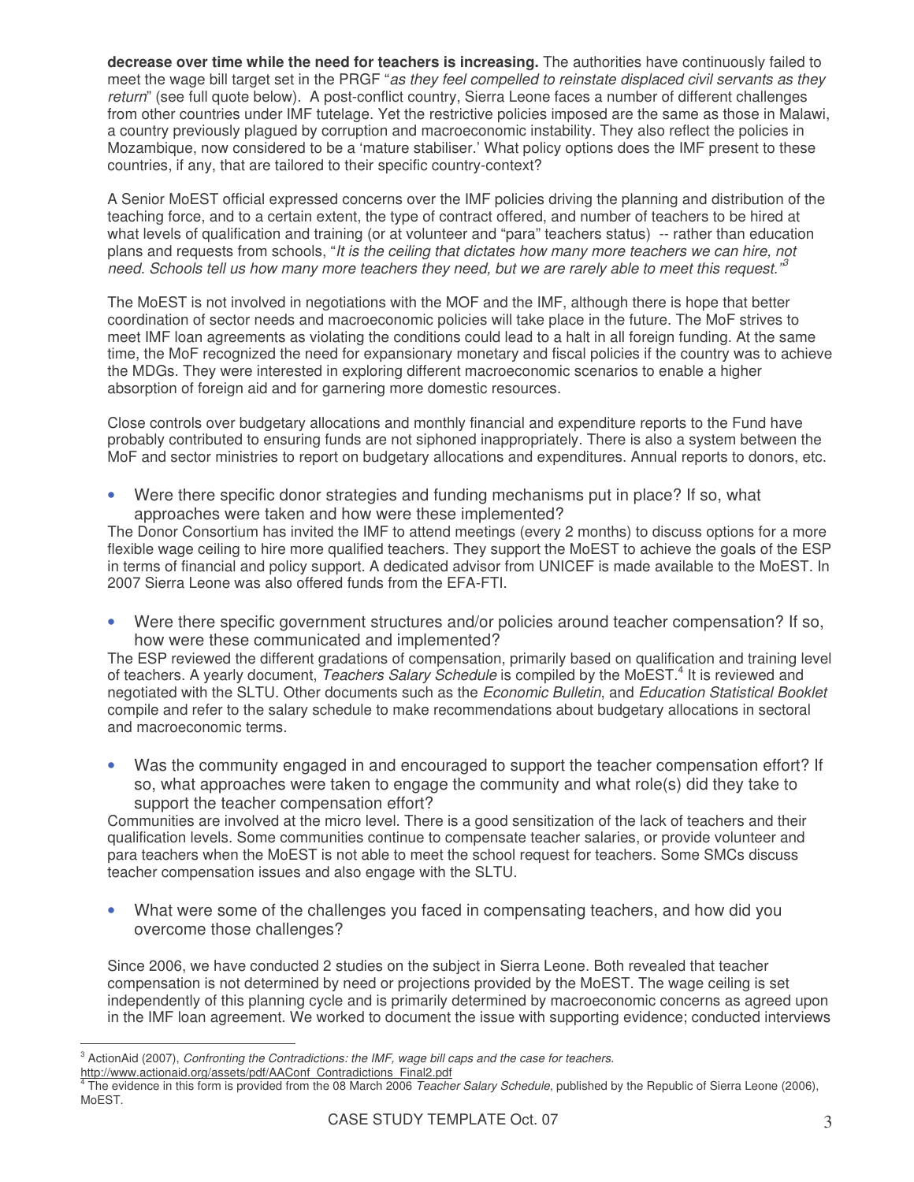**decrease over time while the need for teachers is increasing.** The authorities have continuously failed to meet the wage bill target set in the PRGF "*as they feel compelled to reinstate displaced civil servants as they return*" (see full quote below). A post-conflict country, Sierra Leone faces a number of different challenges from other countries under IMF tutelage. Yet the restrictive policies imposed are the same as those in Malawi, a country previously plagued by corruption and macroeconomic instability. They also reflect the policies in Mozambique, now considered to be a 'mature stabiliser.' What policy options does the IMF present to these countries, if any, that are tailored to their specific country-context?

A Senior MoEST official expressed concerns over the IMF policies driving the planning and distribution of the teaching force, and to a certain extent, the type of contract offered, and number of teachers to be hired at what levels of qualification and training (or at volunteer and "para" teachers status) -- rather than education plans and requests from schools, "*It is the ceiling that dictates how many more teachers we can hire, not need. Schools tell us how many more teachers they need, but we are rarely able to meet this request.*"[3]

The MoEST is not involved in negotiations with the MOF and the IMF, although there is hope that better coordination of sector needs and macroeconomic policies will take place in the future. The MoF strives to meet IMF loan agreements as violating the conditions could lead to a halt in all foreign funding. At the same time, the MoF recognized the need for expansionary monetary and fiscal policies if the country was to achieve the MDGs. They were interested in exploring different macroeconomic scenarios to enable a higher absorption of foreign aid and for garnering more domestic resources.

Close controls over budgetary allocations and monthly financial and expenditure reports to the Fund have probably contributed to ensuring funds are not siphoned inappropriately. There is also a system between the MoF and sector ministries to report on budgetary allocations and expenditures. Annual reports to donors, etc.

- Were there specific donor strategies and funding mechanisms put in place? If so, what approaches were taken and how were these implemented?

The Donor Consortium has invited the IMF to attend meetings (every 2 months) to discuss options for a more flexible wage ceiling to hire more qualified teachers. They support the MoEST to achieve the goals of the ESP in terms of financial and policy support. A dedicated advisor from UNICEF is made available to the MoEST. In 2007 Sierra Leone was also offered funds from the EFA-FTI.

- Were there specific government structures and/or policies around teacher compensation? If so, how were these communicated and implemented?

The ESP reviewed the different gradations of compensation, primarily based on qualification and training level of teachers. A yearly document, *Teachers Salary Schedule* is compiled by the MoEST.[4] It is reviewed and negotiated with the SLTU. Other documents such as the *Economic Bulletin*, and *Education Statistical Booklet* compile and refer to the salary schedule to make recommendations about budgetary allocations in sectoral and macroeconomic terms.

- Was the community engaged in and encouraged to support the teacher compensation effort? If so, what approaches were taken to engage the community and what role(s) did they take to support the teacher compensation effort?

Communities are involved at the micro level. There is a good sensitization of the lack of teachers and their qualification levels. Some communities continue to compensate teacher salaries, or provide volunteer and para teachers when the MoEST is not able to meet the school request for teachers. Some SMCs discuss teacher compensation issues and also engage with the SLTU.

- What were some of the challenges you faced in compensating teachers, and how did you overcome those challenges?

Since 2006, we have conducted 2 studies on the subject in Sierra Leone. Both revealed that teacher compensation is not determined by need or projections provided by the MoEST. The wage ceiling is set independently of this planning cycle and is primarily determined by macroeconomic concerns as agreed upon in the IMF loan agreement. We worked to document the issue with supporting evidence; conducted interviews

---

[3] ActionAid (2007), *Confronting the Contradictions: the IMF, wage bill caps and the case for teachers.* http://www.actionaid.org/assets/pdf/AAConf_Contradictions_Final2.pdf

[4] The evidence in this form is provided from the 08 March 2006 *Teacher Salary Schedule*, published by the Republic of Sierra Leone (2006), MoEST.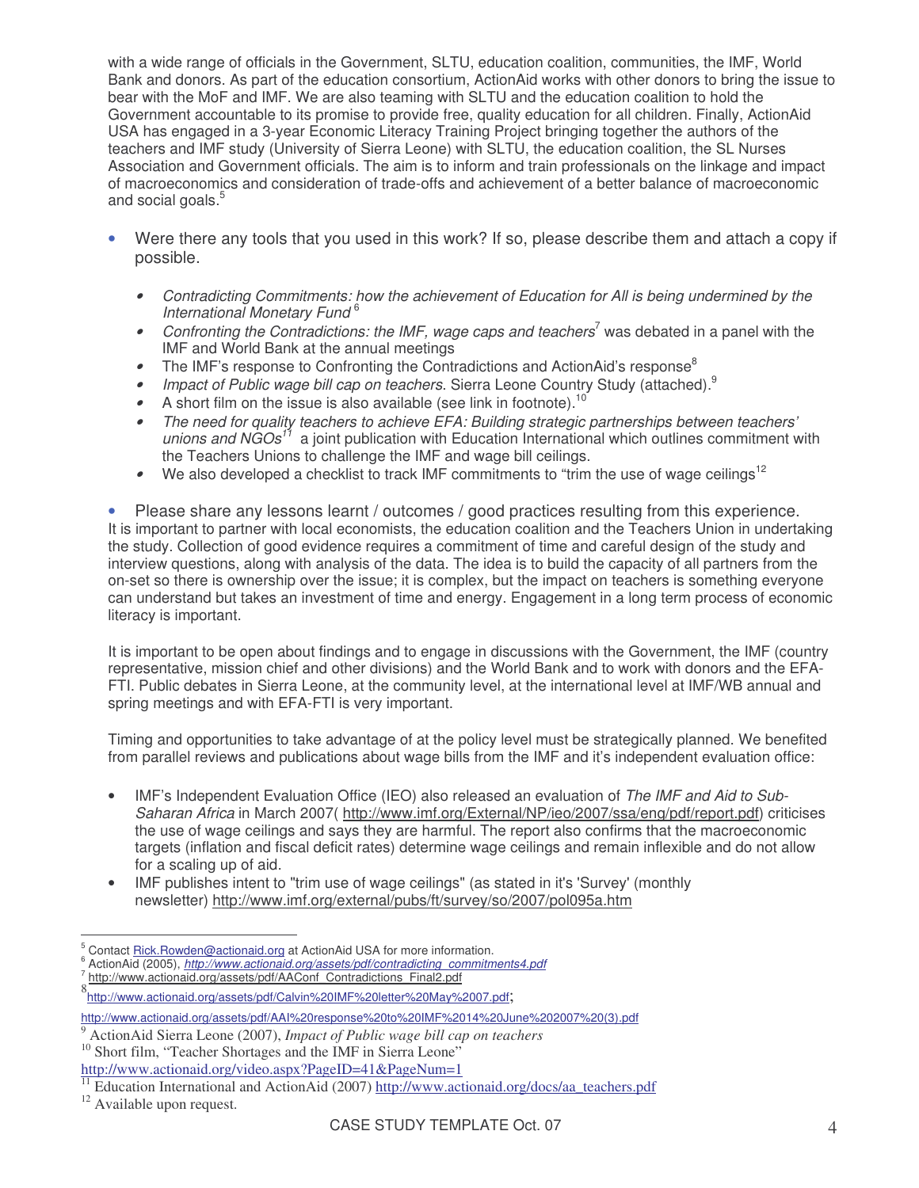with a wide range of officials in the Government, SLTU, education coalition, communities, the IMF, World Bank and donors. As part of the education consortium, ActionAid works with other donors to bring the issue to bear with the MoF and IMF. We are also teaming with SLTU and the education coalition to hold the Government accountable to its promise to provide free, quality education for all children. Finally, ActionAid USA has engaged in a 3-year Economic Literacy Training Project bringing together the authors of the teachers and IMF study (University of Sierra Leone) with SLTU, the education coalition, the SL Nurses Association and Government officials. The aim is to inform and train professionals on the linkage and impact of macroeconomics and consideration of trade-offs and achievement of a better balance of macroeconomic and social goals.[5]

- Were there any tools that you used in this work? If so, please describe them and attach a copy if possible.

  - *Contradicting Commitments: how the achievement of Education for All is being undermined by the International Monetary Fund*[6]
  - *Confronting the Contradictions: the IMF, wage caps and teachers*[7] was debated in a panel with the IMF and World Bank at the annual meetings
  - The IMF's response to Confronting the Contradictions and ActionAid's response[8]
  - *Impact of Public wage bill cap on teachers.* Sierra Leone Country Study (attached).[9]
  - A short film on the issue is also available (see link in footnote).[10]
  - *The need for quality teachers to achieve EFA: Building strategic partnerships between teachers' unions and NGOs*[11] a joint publication with Education International which outlines commitment with the Teachers Unions to challenge the IMF and wage bill ceilings.
  - We also developed a checklist to track IMF commitments to "trim the use of wage ceilings[12]

- Please share any lessons learnt / outcomes / good practices resulting from this experience.

It is important to partner with local economists, the education coalition and the Teachers Union in undertaking the study. Collection of good evidence requires a commitment of time and careful design of the study and interview questions, along with analysis of the data. The idea is to build the capacity of all partners from the on-set so there is ownership over the issue; it is complex, but the impact on teachers is something everyone can understand but takes an investment of time and energy. Engagement in a long term process of economic literacy is important.

It is important to be open about findings and to engage in discussions with the Government, the IMF (country representative, mission chief and other divisions) and the World Bank and to work with donors and the EFA-FTI. Public debates in Sierra Leone, at the community level, at the international level at IMF/WB annual and spring meetings and with EFA-FTI is very important.

Timing and opportunities to take advantage of at the policy level must be strategically planned. We benefited from parallel reviews and publications about wage bills from the IMF and it's independent evaluation office:

- IMF's Independent Evaluation Office (IEO) also released an evaluation of *The IMF and Aid to Sub-Saharan Africa* in March 2007( http://www.imf.org/External/NP/ieo/2007/ssa/eng/pdf/report.pdf) criticises the use of wage ceilings and says they are harmful. The report also confirms that the macroeconomic targets (inflation and fiscal deficit rates) determine wage ceilings and remain inflexible and do not allow for a scaling up of aid.
- IMF publishes intent to "trim use of wage ceilings" (as stated in it's 'Survey' (monthly newsletter) http://www.imf.org/external/pubs/ft/survey/so/2007/pol095a.htm

---

[5] Contact Rick.Rowden@actionaid.org at ActionAid USA for more information.

[6] ActionAid (2005), *http://www.actionaid.org/assets/pdf/contradicting_commitments4.pdf*

[7] http://www.actionaid.org/assets/pdf/AAConf_Contradictions_Final2.pdf

[8] http://www.actionaid.org/assets/pdf/Calvin%20IMF%20letter%20May%2007.pdf;

http://www.actionaid.org/assets/pdf/AAI%20response%20to%20IMF%2014%20June%202007%20(3).pdf

[9] ActionAid Sierra Leone (2007), *Impact of Public wage bill cap on teachers*

[10] Short film, "Teacher Shortages and the IMF in Sierra Leone"

http://www.actionaid.org/video.aspx?PageID=41&PageNum=1

[11] Education International and ActionAid (2007) http://www.actionaid.org/docs/aa_teachers.pdf

[12] Available upon request.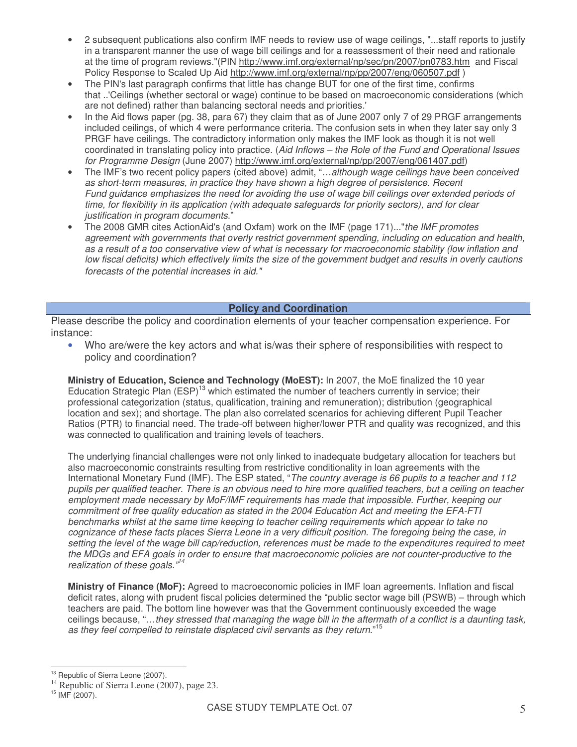- 2 subsequent publications also confirm IMF needs to review use of wage ceilings, "...staff reports to justify in a transparent manner the use of wage bill ceilings and for a reassessment of their need and rationale at the time of program reviews."(PIN http://www.imf.org/external/np/sec/pn/2007/pn0783.htm and Fiscal Policy Response to Scaled Up Aid http://www.imf.org/external/np/pp/2007/eng/060507.pdf )
- The PIN's last paragraph confirms that little has change BUT for one of the first time, confirms that ..'Ceilings (whether sectoral or wage) continue to be based on macroeconomic considerations (which are not defined) rather than balancing sectoral needs and priorities.'
- In the Aid flows paper (pg. 38, para 67) they claim that as of June 2007 only 7 of 29 PRGF arrangements included ceilings, of which 4 were performance criteria. The confusion sets in when they later say only 3 PRGF have ceilings. The contradictory information only makes the IMF look as though it is not well coordinated in translating policy into practice. (*Aid Inflows – the Role of the Fund and Operational Issues for Programme Design* (June 2007) http://www.imf.org/external/np/pp/2007/eng/061407.pdf)
- The IMF's two recent policy papers (cited above) admit, "*…although wage ceilings have been conceived as short-term measures, in practice they have shown a high degree of persistence. Recent Fund guidance emphasizes the need for avoiding the use of wage bill ceilings over extended periods of time, for flexibility in its application (with adequate safeguards for priority sectors), and for clear justification in program documents.*"
- The 2008 GMR cites ActionAid's (and Oxfam) work on the IMF (page 171)..."*the IMF promotes agreement with governments that overly restrict government spending, including on education and health, as a result of a too conservative view of what is necessary for macroeconomic stability (low inflation and low fiscal deficits) which effectively limits the size of the government budget and results in overly cautions forecasts of the potential increases in aid."*

## Policy and Coordination

Please describe the policy and coordination elements of your teacher compensation experience. For instance:

- Who are/were the key actors and what is/was their sphere of responsibilities with respect to policy and coordination?

**Ministry of Education, Science and Technology (MoEST):** In 2007, the MoE finalized the 10 year Education Strategic Plan (ESP)[13] which estimated the number of teachers currently in service; their professional categorization (status, qualification, training and remuneration); distribution (geographical location and sex); and shortage. The plan also correlated scenarios for achieving different Pupil Teacher Ratios (PTR) to financial need. The trade-off between higher/lower PTR and quality was recognized, and this was connected to qualification and training levels of teachers.

The underlying financial challenges were not only linked to inadequate budgetary allocation for teachers but also macroeconomic constraints resulting from restrictive conditionality in loan agreements with the International Monetary Fund (IMF). The ESP stated, "*The country average is 66 pupils to a teacher and 112 pupils per qualified teacher. There is an obvious need to hire more qualified teachers, but a ceiling on teacher employment made necessary by MoF/IMF requirements has made that impossible. Further, keeping our commitment of free quality education as stated in the 2004 Education Act and meeting the EFA-FTI benchmarks whilst at the same time keeping to teacher ceiling requirements which appear to take no cognizance of these facts places Sierra Leone in a very difficult position. The foregoing being the case, in setting the level of the wage bill cap/reduction, references must be made to the expenditures required to meet the MDGs and EFA goals in order to ensure that macroeconomic policies are not counter-productive to the realization of these goals.*"[14]

**Ministry of Finance (MoF):** Agreed to macroeconomic policies in IMF loan agreements. Inflation and fiscal deficit rates, along with prudent fiscal policies determined the "public sector wage bill (PSWB) – through which teachers are paid. The bottom line however was that the Government continuously exceeded the wage ceilings because, "*…they stressed that managing the wage bill in the aftermath of a conflict is a daunting task, as they feel compelled to reinstate displaced civil servants as they return.*"[15]

---

[13] Republic of Sierra Leone (2007).

[14] Republic of Sierra Leone (2007), page 23.

[15] IMF (2007).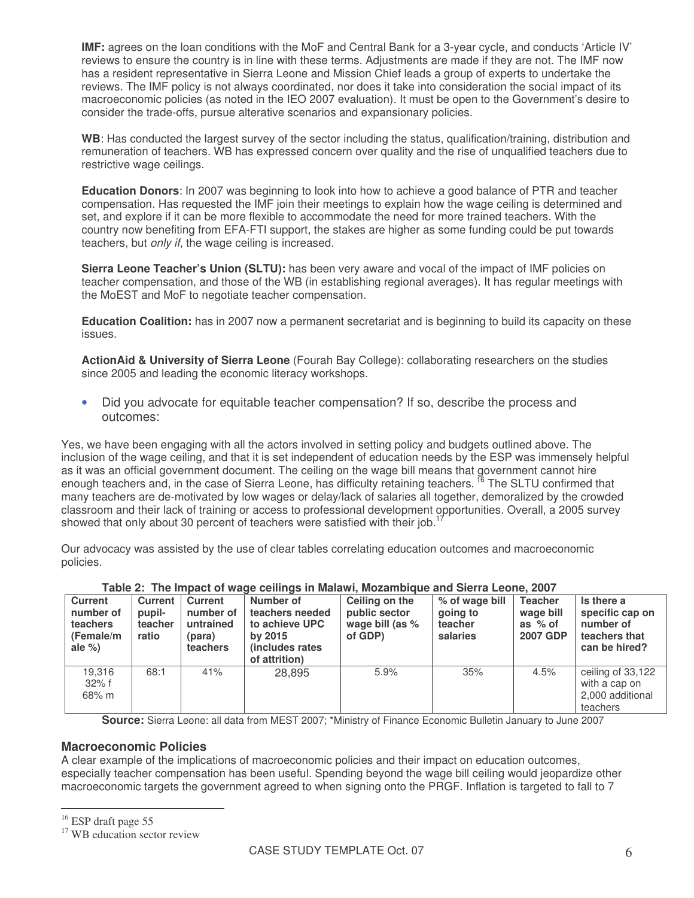**IMF:** agrees on the loan conditions with the MoF and Central Bank for a 3-year cycle, and conducts 'Article IV' reviews to ensure the country is in line with these terms. Adjustments are made if they are not. The IMF now has a resident representative in Sierra Leone and Mission Chief leads a group of experts to undertake the reviews. The IMF policy is not always coordinated, nor does it take into consideration the social impact of its macroeconomic policies (as noted in the IEO 2007 evaluation). It must be open to the Government's desire to consider the trade-offs, pursue alterative scenarios and expansionary policies.

**WB**: Has conducted the largest survey of the sector including the status, qualification/training, distribution and remuneration of teachers. WB has expressed concern over quality and the rise of unqualified teachers due to restrictive wage ceilings.

**Education Donors**: In 2007 was beginning to look into how to achieve a good balance of PTR and teacher compensation. Has requested the IMF join their meetings to explain how the wage ceiling is determined and set, and explore if it can be more flexible to accommodate the need for more trained teachers. With the country now benefiting from EFA-FTI support, the stakes are higher as some funding could be put towards teachers, but *only if*, the wage ceiling is increased.

**Sierra Leone Teacher's Union (SLTU):** has been very aware and vocal of the impact of IMF policies on teacher compensation, and those of the WB (in establishing regional averages). It has regular meetings with the MoEST and MoF to negotiate teacher compensation.

**Education Coalition:** has in 2007 now a permanent secretariat and is beginning to build its capacity on these issues.

**ActionAid & University of Sierra Leone** (Fourah Bay College): collaborating researchers on the studies since 2005 and leading the economic literacy workshops.

- Did you advocate for equitable teacher compensation? If so, describe the process and outcomes:

Yes, we have been engaging with all the actors involved in setting policy and budgets outlined above. The inclusion of the wage ceiling, and that it is set independent of education needs by the ESP was immensely helpful as it was an official government document. The ceiling on the wage bill means that government cannot hire enough teachers and, in the case of Sierra Leone, has difficulty retaining teachers.[16] The SLTU confirmed that many teachers are de-motivated by low wages or delay/lack of salaries all together, demoralized by the crowded classroom and their lack of training or access to professional development opportunities. Overall, a 2005 survey showed that only about 30 percent of teachers were satisfied with their job.[17]

Our advocacy was assisted by the use of clear tables correlating education outcomes and macroeconomic policies.

**Table 2: The Impact of wage ceilings in Malawi, Mozambique and Sierra Leone, 2007**

| Current number of teachers (Female/male %) | Current pupil-teacher ratio | Current number of untrained (para) teachers | Number of teachers needed to achieve UPC by 2015 (includes rates of attrition) | Ceiling on the public sector wage bill (as % of GDP) | % of wage bill going to teacher salaries | Teacher wage bill as % of 2007 GDP | Is there a specific cap on number of teachers that can be hired? |
|---|---|---|---|---|---|---|---|
| 19,316 32% f 68% m | 68:1 | 41% | 28,895 | 5.9% | 35% | 4.5% | ceiling of 33,122 with a cap on 2,000 additional teachers |

**Source:** Sierra Leone: all data from MEST 2007; *Ministry of Finance Economic Bulletin January to June 2007

### Macroeconomic Policies

A clear example of the implications of macroeconomic policies and their impact on education outcomes, especially teacher compensation has been useful. Spending beyond the wage bill ceiling would jeopardize other macroeconomic targets the government agreed to when signing onto the PRGF. Inflation is targeted to fall to 7

[16] ESP draft page 55

[17] WB education sector review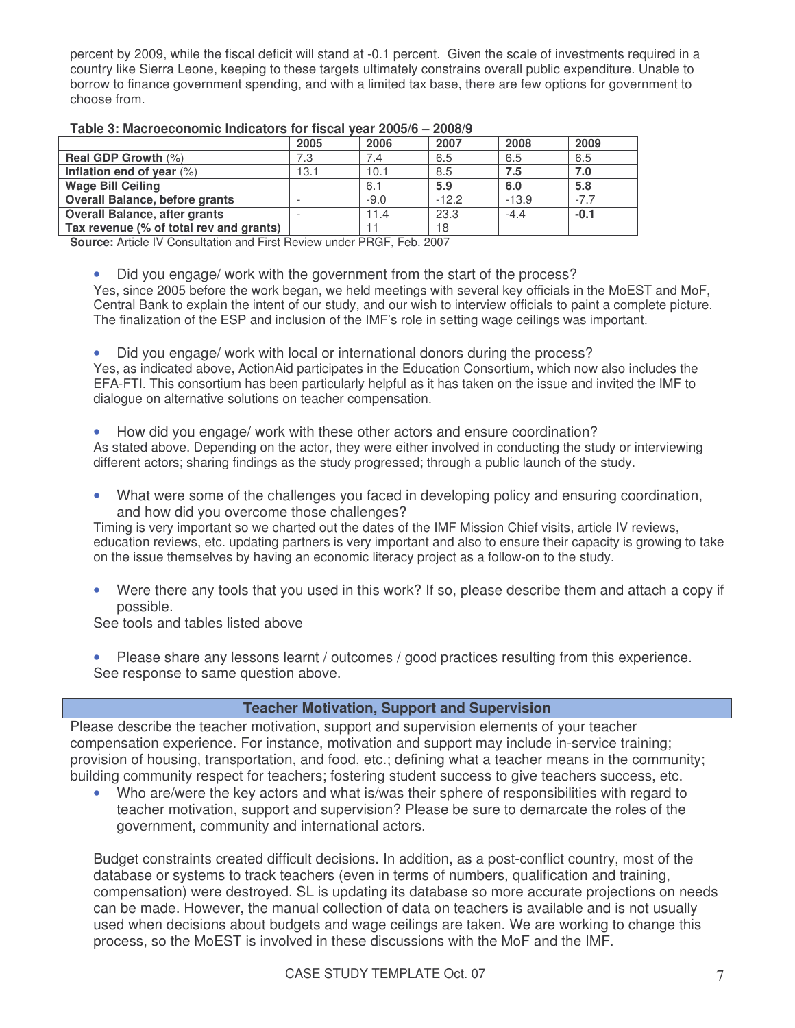percent by 2009, while the fiscal deficit will stand at -0.1 percent. Given the scale of investments required in a country like Sierra Leone, keeping to these targets ultimately constrains overall public expenditure. Unable to borrow to finance government spending, and with a limited tax base, there are few options for government to choose from.

**Table 3: Macroeconomic Indicators for fiscal year 2005/6 – 2008/9**

| | 2005 | 2006 | 2007 | 2008 | 2009 |
|---|---|---|---|---|---|
| **Real GDP Growth** (%) | 7.3 | 7.4 | 6.5 | 6.5 | 6.5 |
| **Inflation end of year** (%) | 13.1 | 10.1 | 8.5 | **7.5** | **7.0** |
| **Wage Bill Ceiling** | | 6.1 | **5.9** | **6.0** | **5.8** |
| **Overall Balance, before grants** | - | -9.0 | -12.2 | -13.9 | -7.7 |
| **Overall Balance, after grants** | - | 11.4 | 23.3 | -4.4 | **-0.1** |
| **Tax revenue (% of total rev and grants)** | | 11 | 18 | | |

**Source:** Article IV Consultation and First Review under PRGF, Feb. 2007

- Did you engage/ work with the government from the start of the process?

Yes, since 2005 before the work began, we held meetings with several key officials in the MoEST and MoF, Central Bank to explain the intent of our study, and our wish to interview officials to paint a complete picture. The finalization of the ESP and inclusion of the IMF's role in setting wage ceilings was important.

- Did you engage/ work with local or international donors during the process?

Yes, as indicated above, ActionAid participates in the Education Consortium, which now also includes the EFA-FTI. This consortium has been particularly helpful as it has taken on the issue and invited the IMF to dialogue on alternative solutions on teacher compensation.

- How did you engage/ work with these other actors and ensure coordination?

As stated above. Depending on the actor, they were either involved in conducting the study or interviewing different actors; sharing findings as the study progressed; through a public launch of the study.

- What were some of the challenges you faced in developing policy and ensuring coordination, and how did you overcome those challenges?

Timing is very important so we charted out the dates of the IMF Mission Chief visits, article IV reviews, education reviews, etc. updating partners is very important and also to ensure their capacity is growing to take on the issue themselves by having an economic literacy project as a follow-on to the study.

- Were there any tools that you used in this work? If so, please describe them and attach a copy if possible.

See tools and tables listed above

- Please share any lessons learnt / outcomes / good practices resulting from this experience.

See response to same question above.

## Teacher Motivation, Support and Supervision

Please describe the teacher motivation, support and supervision elements of your teacher compensation experience. For instance, motivation and support may include in-service training; provision of housing, transportation, and food, etc.; defining what a teacher means in the community; building community respect for teachers; fostering student success to give teachers success, etc.

- Who are/were the key actors and what is/was their sphere of responsibilities with regard to teacher motivation, support and supervision? Please be sure to demarcate the roles of the government, community and international actors.

Budget constraints created difficult decisions. In addition, as a post-conflict country, most of the database or systems to track teachers (even in terms of numbers, qualification and training, compensation) were destroyed. SL is updating its database so more accurate projections on needs can be made. However, the manual collection of data on teachers is available and is not usually used when decisions about budgets and wage ceilings are taken. We are working to change this process, so the MoEST is involved in these discussions with the MoF and the IMF.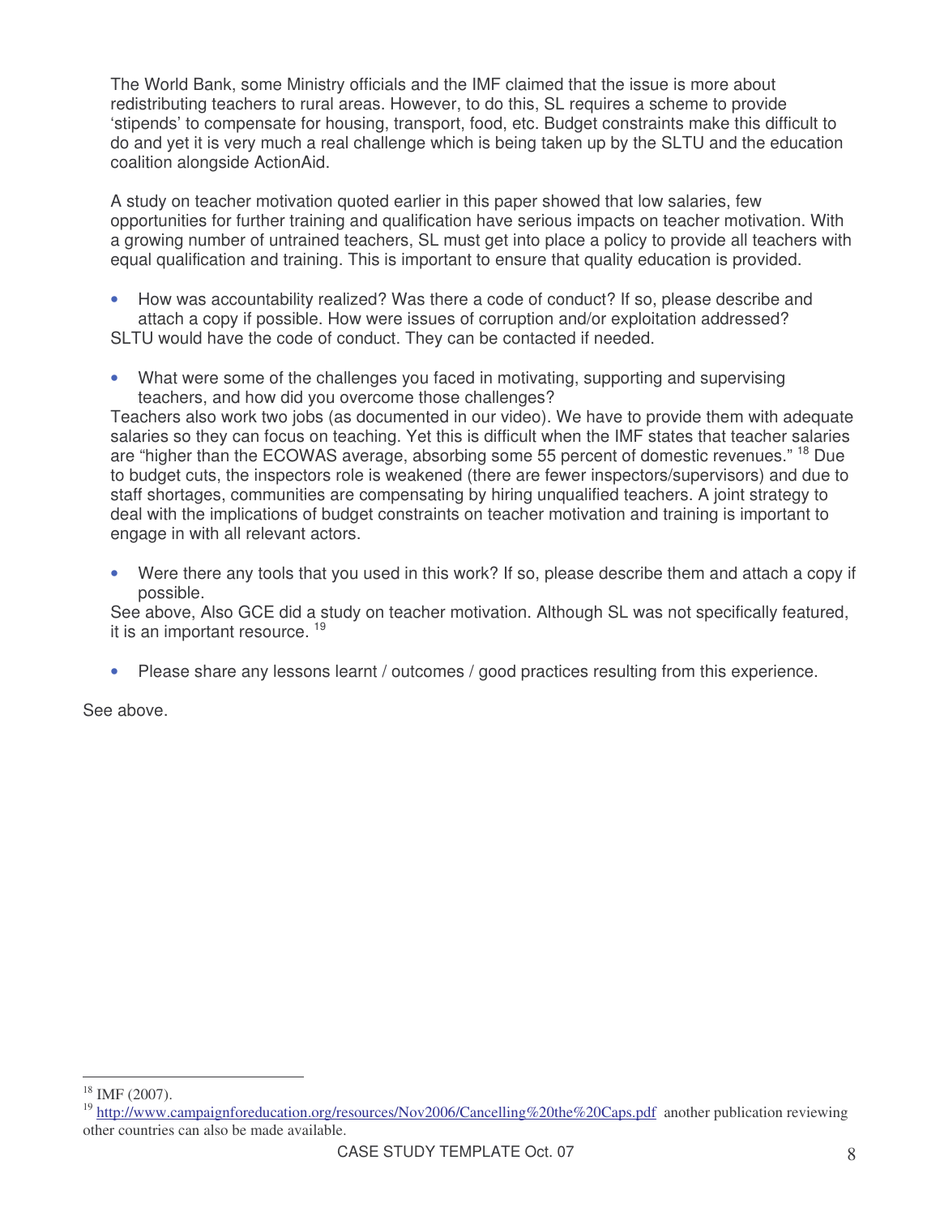The World Bank, some Ministry officials and the IMF claimed that the issue is more about redistributing teachers to rural areas. However, to do this, SL requires a scheme to provide 'stipends' to compensate for housing, transport, food, etc. Budget constraints make this difficult to do and yet it is very much a real challenge which is being taken up by the SLTU and the education coalition alongside ActionAid.

A study on teacher motivation quoted earlier in this paper showed that low salaries, few opportunities for further training and qualification have serious impacts on teacher motivation. With a growing number of untrained teachers, SL must get into place a policy to provide all teachers with equal qualification and training. This is important to ensure that quality education is provided.

- How was accountability realized? Was there a code of conduct? If so, please describe and attach a copy if possible. How were issues of corruption and/or exploitation addressed?

SLTU would have the code of conduct. They can be contacted if needed.

- What were some of the challenges you faced in motivating, supporting and supervising teachers, and how did you overcome those challenges?

Teachers also work two jobs (as documented in our video). We have to provide them with adequate salaries so they can focus on teaching. Yet this is difficult when the IMF states that teacher salaries are "higher than the ECOWAS average, absorbing some 55 percent of domestic revenues." [18] Due to budget cuts, the inspectors role is weakened (there are fewer inspectors/supervisors) and due to staff shortages, communities are compensating by hiring unqualified teachers. A joint strategy to deal with the implications of budget constraints on teacher motivation and training is important to engage in with all relevant actors.

- Were there any tools that you used in this work? If so, please describe them and attach a copy if possible.

See above, Also GCE did a study on teacher motivation. Although SL was not specifically featured, it is an important resource. [19]

- Please share any lessons learnt / outcomes / good practices resulting from this experience.

See above.

---

[18] IMF (2007).

[19] http://www.campaignforeducation.org/resources/Nov2006/Cancelling%20the%20Caps.pdf another publication reviewing other countries can also be made available.